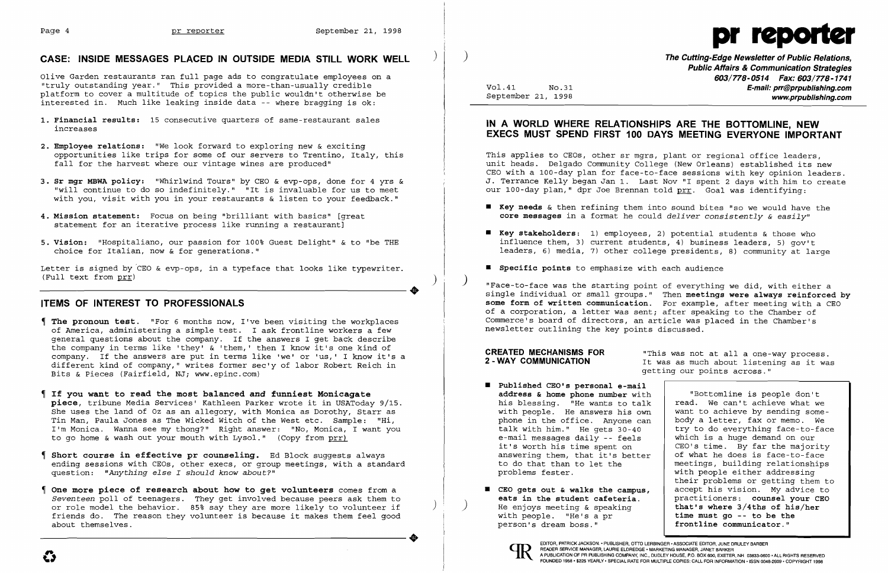## CASE: INSIDE MESSAGES PLACED IN OUTSIDE MEDIA STILL WORK WELL

Olive Garden restaurants ran full page ads to congratulate employees on a "truly outstanding year." This provided a more-than-usually credible platform to cover a multitude of topics the public wouldn't otherwise be interested in. Much like leaking inside data -- where bragging is ok:

1. **Financial results:** 15 consecutive quarters of same-restaurant sales increases
2. **Employee relations:** "We look forward to exploring new & exciting opportunities like trips for some of our servers to Trentino, Italy, this fall for the harvest where our vintage wines are produced"
3. **Sr mgr MBWA policy:** "Whirlwind Tours" by CEO & evp-ops, done for 4 yrs & "will continue to do so indefinitely." "It is invaluable for us to meet with you, visit with you in your restaurants & listen to your feedback."
4. **Mission statement:** Focus on being "brilliant with basics" [great statement for an iterative process like running a restaurant]
5. **Vision:** "Hospitaliano, our passion for 100% Guest Delight" & to "be THE choice for Italian, now & for generations."

Letter is signed by CEO & evp-ops, in a typeface that looks like typewriter. (Full text from prr)

## ITEMS OF INTEREST TO PROFESSIONALS

¶ **The pronoun test.** "For 6 months now, I've been visiting the workplaces of America, administering a simple test. I ask frontline workers a few general questions about the company. If the answers I get back describe the company in terms like 'they' & 'them,' then I know it's one kind of company. If the answers are put in terms like 'we' or 'us,' I know it's a different kind of company," writes former sec'y of labor Robert Reich in Bits & Pieces (Fairfield, NJ; www.epinc.com)

¶ **If you want to read the most balanced *and* funniest Monicagate piece**, tribune Media Services' Kathleen Parker wrote it in USAToday 9/15. She uses the land of Oz as an allegory, with Monica as Dorothy, Starr as Tin Man, Paula Jones as The Wicked Witch of the West etc. Sample: "Hi, I'm Monica. Wanna see my thong?" Right answer: "No, Monica, I want you to go home & wash out your mouth with Lysol." (Copy from prr)

¶ **Short course in effective pr counseling.** Ed Block suggests always ending sessions with CEOs, other execs, or group meetings, with a standard question: *"Anything else I should know about?"*

¶ **One more piece of research about how to get volunteers** comes from a *Seventeen* poll of teenagers. They get involved because peers ask them to or role model the behavior. 85% say they are more likely to volunteer if friends do. The reason they volunteer is because it makes them feel good about themselves.

# pr reporter

**The Cutting-Edge Newsletter of Public Relations, Public Affairs & Communication Strategies**
603/778-0514 Fax: 603/778-1741
E-mail: prr@prpublishing.com
www.prpublishing.com

Vol.41 No.31
September 21, 1998

## IN A WORLD WHERE RELATIONSHIPS ARE THE BOTTOMLINE, NEW EXECS MUST SPEND FIRST 100 DAYS MEETING EVERYONE IMPORTANT

This applies to CEOs, other sr mgrs, plant or regional office leaders, unit heads. Delgado Community College (New Orleans) established its new CEO with a 100-day plan for face-to-face sessions with key opinion leaders. J. Terrance Kelly began Jan 1. Last Nov "I spent 2 days with him to create our 100-day plan," dpr Joe Brennan told prr. Goal was identifying:

- **Key needs** & then refining them into sound bites "so we would have the **core messages** in a format he could *deliver consistently & easily*"
- **Key stakeholders:** 1) employees, 2) potential students & those who influence them, 3) current students, 4) business leaders, 5) gov't leaders, 6) media, 7) other college presidents, 8) community at large
- **Specific points** to emphasize with each audience

"Face-to-face was the starting point of everything we did, with either a single individual or small groups." Then **meetings were always reinforced by some form of written communication**. For example, after meeting with a CEO of a corporation, a letter was sent; after speaking to the Chamber of Commerce's board of directors, an article was placed in the Chamber's newsletter outlining the key points discussed.

### CREATED MECHANISMS FOR 2-WAY COMMUNICATION

"This was not at all a one-way process. It was as much about listening as it was getting our points across."

- **Published CEO's personal e-mail address & home phone number** with his blessing. "He wants to talk with people. He answers his own phone in the office. Anyone can talk with him." He gets 30-40 e-mail messages daily -- feels it's worth his time spent on answering them, that it's better to do that than to let the problems fester.
- **CEO gets out & walks the campus, eats in the student cafeteria.** He enjoys meeting & speaking with people. "He's a pr person's dream boss."

"Bottomline is people don't read. We can't achieve what we want to achieve by sending somebody a letter, fax or memo. We try to do everything face-to-face which is a huge demand on our CEO's time. By far the majority of what he does is face-to-face meetings, building relationships with people either addressing their problems or getting them to accept his vision. My advice to practitioners: **counsel your CEO that's where 3/4ths of his/her time must go -- to be the frontline communicator.**"

EDITOR, PATRICK JACKSON • PUBLISHER, OTTO LERBINGER • ASSOCIATE EDITOR, JUNE DRULEY BARBER
READER SERVICE MANAGER, LAURIE ELDREDGE • MARKETING MANAGER, JANET BARKER
A PUBLICATION OF PR PUBLISHING COMPANY, INC., DUDLEY HOUSE, P.O. BOX 600, EXETER, NH 03833-0600 • ALL RIGHTS RESERVED
FOUNDED 1958 • $225 YEARLY • SPECIAL RATE FOR MULTIPLE COPIES: CALL FOR INFORMATION • ISSN 0048-2609 • COPYRIGHT 1998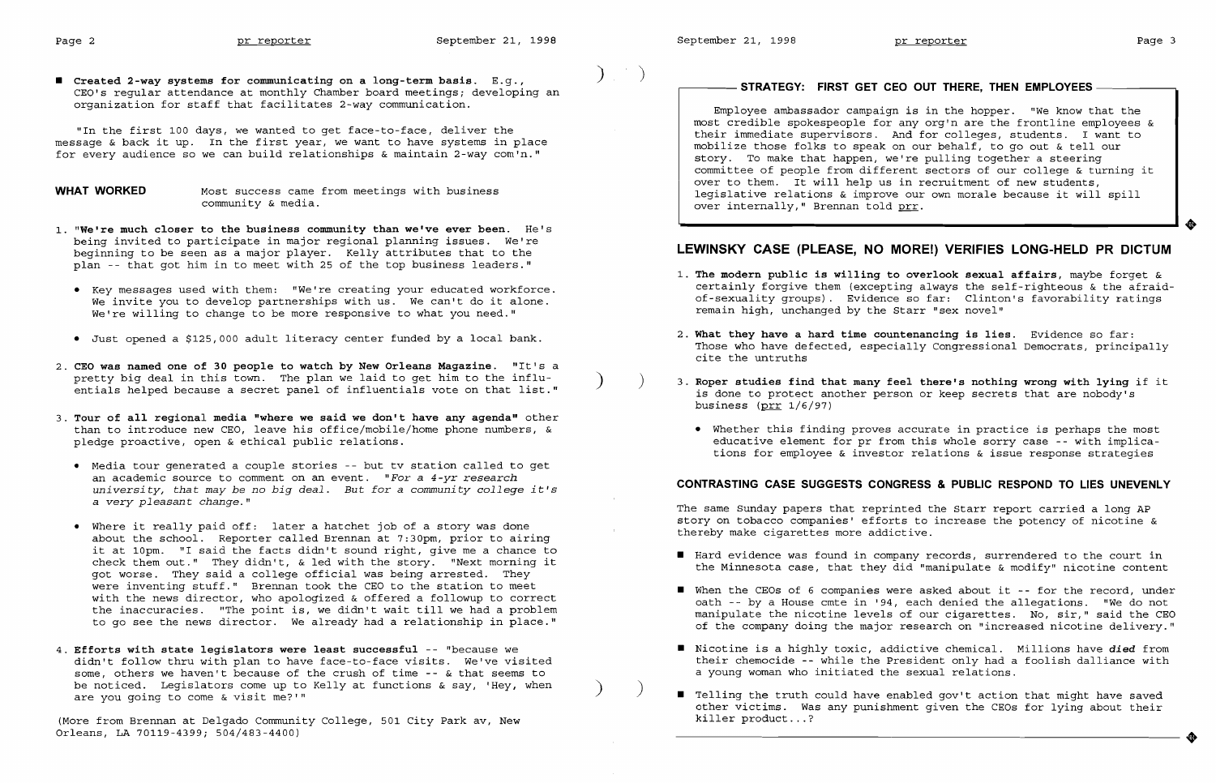■ **Created 2-way systems for communicating on a long-term basis.** E.g., CEO's regular attendance at monthly Chamber board meetings; developing an organization for staff that facilitates 2-way communication.

"In the first 100 days, we wanted to get face-to-face, deliver the message & back it up. In the first year, we want to have systems in place for every audience so we can build relationships & maintain 2-way com'n."

**WHAT WORKED** Most success came from meetings with business community & media.

1. "**We're much closer to the business community than we've ever been.** He's being invited to participate in major regional planning issues. We're beginning to be seen as a major player. Kelly attributes that to the plan -- that got him in to meet with 25 of the top business leaders."

   - Key messages used with them: "We're creating your educated workforce. We invite you to develop partnerships with us. We can't do it alone. We're willing to change to be more responsive to what you need."

   - Just opened a $125,000 adult literacy center funded by a local bank.

2. **CEO was named one of 30 people to watch by New Orleans Magazine.** "It's a pretty big deal in this town. The plan we laid to get him to the influentials helped because a secret panel of influentials vote on that list."

3. **Tour of all regional media "where we said we don't have any agenda"** other than to introduce new CEO, leave his office/mobile/home phone numbers, & pledge proactive, open & ethical public relations.

   - Media tour generated a couple stories -- but tv station called to get an academic source to comment on an event. *"For a 4-yr research university, that may be no big deal. But for a community college it's a very pleasant change."*

   - Where it really paid off: later a hatchet job of a story was done about the school. Reporter called Brennan at 7:30pm, prior to airing it at 10pm. "I said the facts didn't sound right, give me a chance to check them out." They didn't, & led with the story. "Next morning it got worse. They said a college official was being arrested. They were inventing stuff." Brennan took the CEO to the station to meet with the news director, who apologized & offered a followup to correct the inaccuracies. "The point is, we didn't wait till we had a problem to go see the news director. We already had a relationship in place."

4. **Efforts with state legislators were least successful** -- "because we didn't follow thru with plan to have face-to-face visits. We've visited some, others we haven't because of the crush of time -- & that seems to be noticed. Legislators come up to Kelly at functions & say, 'Hey, when are you going to come & visit me?'"

(More from Brennan at Delgado Community College, 501 City Park av, New Orleans, LA 70119-4399; 504/483-4400)

### STRATEGY: FIRST GET CEO OUT THERE, THEN EMPLOYEES

Employee ambassador campaign is in the hopper. "We know that the most credible spokespeople for any org'n are the frontline employees & their immediate supervisors. And for colleges, students. I want to mobilize those folks to speak on our behalf, to go out & tell our story. To make that happen, we're pulling together a steering committee of people from different sectors of our college & turning it over to them. It will help us in recruitment of new students, legislative relations & improve our own morale because it will spill over internally," Brennan told prr.

## LEWINSKY CASE (PLEASE, NO MORE!) VERIFIES LONG-HELD PR DICTUM

1. **The modern public is willing to overlook sexual affairs**, maybe forget & certainly forgive them (excepting always the self-righteous & the afraid-of-sexuality groups). Evidence so far: Clinton's favorability ratings remain high, unchanged by the Starr "sex novel"

2. **What they have a hard time countenancing is lies.** Evidence so far: Those who have defected, especially Congressional Democrats, principally cite the untruths

3. **Roper studies find that many feel there's nothing wrong with lying** if it is done to protect another person or keep secrets that are nobody's business (prr 1/6/97)

   - Whether this finding proves accurate in practice is perhaps the most educative element for pr from this whole sorry case -- with implications for employee & investor relations & issue response strategies

### CONTRASTING CASE SUGGESTS CONGRESS & PUBLIC RESPOND TO LIES UNEVENLY

The same Sunday papers that reprinted the Starr report carried a long AP story on tobacco companies' efforts to increase the potency of nicotine & thereby make cigarettes more addictive.

■ Hard evidence was found in company records, surrendered to the court in the Minnesota case, that they did "manipulate & modify" nicotine content

■ When the CEOs of 6 companies were asked about it -- for the record, under oath -- by a House cmte in '94, each denied the allegations. "We do not manipulate the nicotine levels of our cigarettes. No, sir," said the CEO of the company doing the major research on "increased nicotine delivery."

■ Nicotine is a highly toxic, addictive chemical. Millions have ***died*** from their chemocide -- while the President only had a foolish dalliance with a young woman who initiated the sexual relations.

■ Telling the truth could have enabled gov't action that might have saved other victims. Was any punishment given the CEOs for lying about their killer product...?